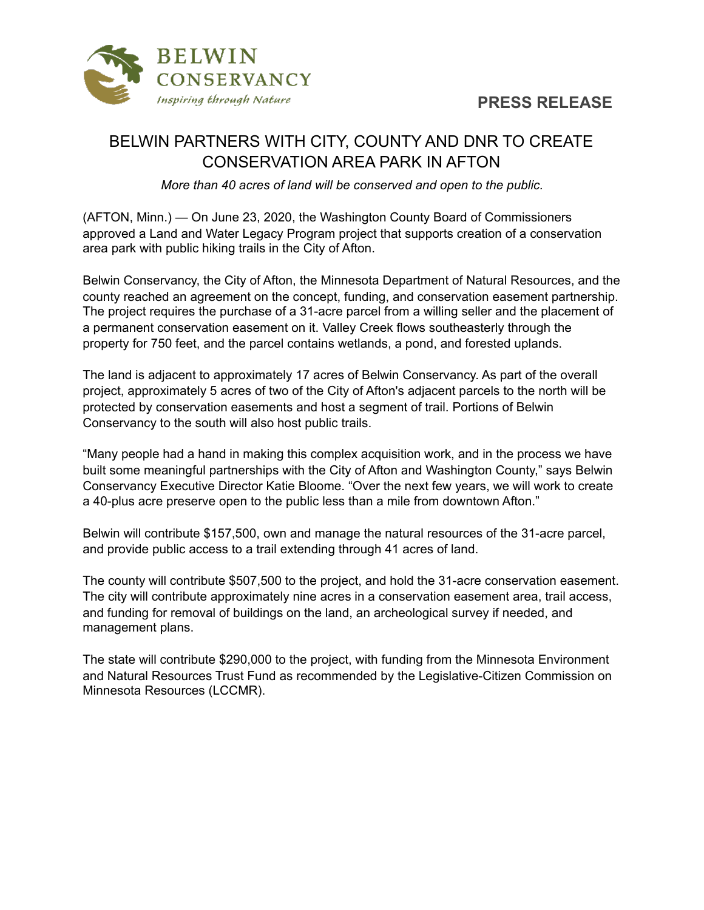BELWIN CONSERVANCY

*Inspiring through Nature*

**PRESS RELEASE**

# BELWIN PARTNERS WITH CITY, COUNTY AND DNR TO CREATE CONSERVATION AREA PARK IN AFTON

*More than 40 acres of land will be conserved and open to the public.*

(AFTON, Minn.) — On June 23, 2020, the Washington County Board of Commissioners approved a Land and Water Legacy Program project that supports creation of a conservation area park with public hiking trails in the City of Afton.

Belwin Conservancy, the City of Afton, the Minnesota Department of Natural Resources, and the county reached an agreement on the concept, funding, and conservation easement partnership. The project requires the purchase of a 31-acre parcel from a willing seller and the placement of a permanent conservation easement on it. Valley Creek flows southeasterly through the property for 750 feet, and the parcel contains wetlands, a pond, and forested uplands.

The land is adjacent to approximately 17 acres of Belwin Conservancy. As part of the overall project, approximately 5 acres of two of the City of Afton's adjacent parcels to the north will be protected by conservation easements and host a segment of trail. Portions of Belwin Conservancy to the south will also host public trails.

“Many people had a hand in making this complex acquisition work, and in the process we have built some meaningful partnerships with the City of Afton and Washington County,” says Belwin Conservancy Executive Director Katie Bloome. “Over the next few years, we will work to create a 40-plus acre preserve open to the public less than a mile from downtown Afton.”

Belwin will contribute $157,500, own and manage the natural resources of the 31-acre parcel, and provide public access to a trail extending through 41 acres of land.

The county will contribute $507,500 to the project, and hold the 31-acre conservation easement. The city will contribute approximately nine acres in a conservation easement area, trail access, and funding for removal of buildings on the land, an archeological survey if needed, and management plans.

The state will contribute $290,000 to the project, with funding from the Minnesota Environment and Natural Resources Trust Fund as recommended by the Legislative-Citizen Commission on Minnesota Resources (LCCMR).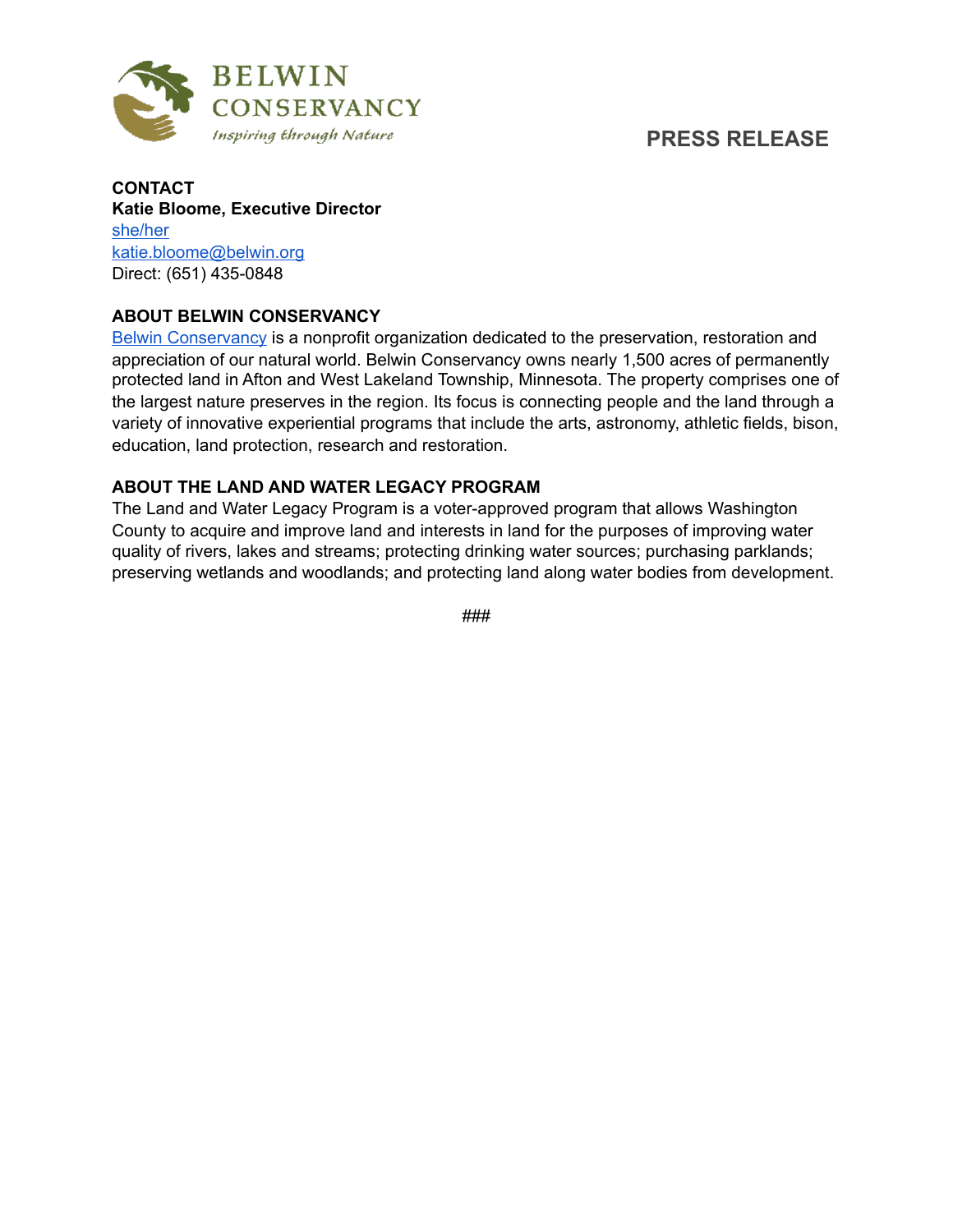PRESS RELEASE

**CONTACT**
**Katie Bloome, Executive Director**
she/her
katie.bloome@belwin.org
Direct: (651) 435-0848

**ABOUT BELWIN CONSERVANCY**
Belwin Conservancy is a nonprofit organization dedicated to the preservation, restoration and appreciation of our natural world. Belwin Conservancy owns nearly 1,500 acres of permanently protected land in Afton and West Lakeland Township, Minnesota. The property comprises one of the largest nature preserves in the region. Its focus is connecting people and the land through a variety of innovative experiential programs that include the arts, astronomy, athletic fields, bison, education, land protection, research and restoration.

**ABOUT THE LAND AND WATER LEGACY PROGRAM**
The Land and Water Legacy Program is a voter-approved program that allows Washington County to acquire and improve land and interests in land for the purposes of improving water quality of rivers, lakes and streams; protecting drinking water sources; purchasing parklands; preserving wetlands and woodlands; and protecting land along water bodies from development.

###